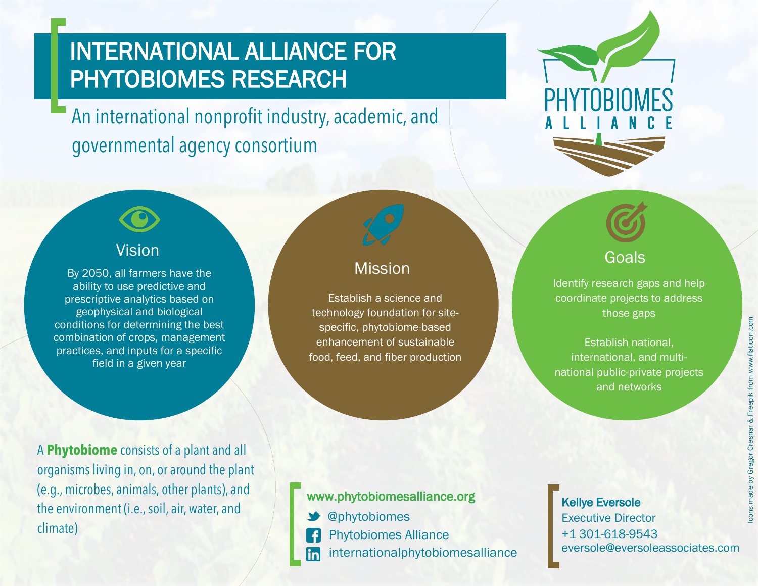# INTERNATIONAL ALLIANCE FOR PHYTOBIOMES RESEARCH

An international nonprofit industry, academic, and governmental agency consortium

PHYTOBIOMES ALLIANCE

## Vision

By 2050, all farmers have the ability to use predictive and prescriptive analytics based on geophysical and biological conditions for determining the best combination of crops, management practices, and inputs for a specific field in a given year

## Mission

Establish a science and technology foundation for site-specific, phytobiome-based enhancement of sustainable food, feed, and fiber production

## Goals

Identify research gaps and help coordinate projects to address those gaps

Establish national, international, and multi-national public-private projects and networks

A **Phytobiome** consists of a plant and all organisms living in, on, or around the plant (e.g., microbes, animals, other plants), and the environment (i.e., soil, air, water, and climate)

**www.phytobiomesalliance.org**

- @phytobiomes
- Phytobiomes Alliance
- internationalphytobiomesalliance

**Kellye Eversole**
Executive Director
+1 301-618-9543
eversole@eversoleassociates.com

Icons made by Gregor Cresnar & Freepik from www.flaticon.com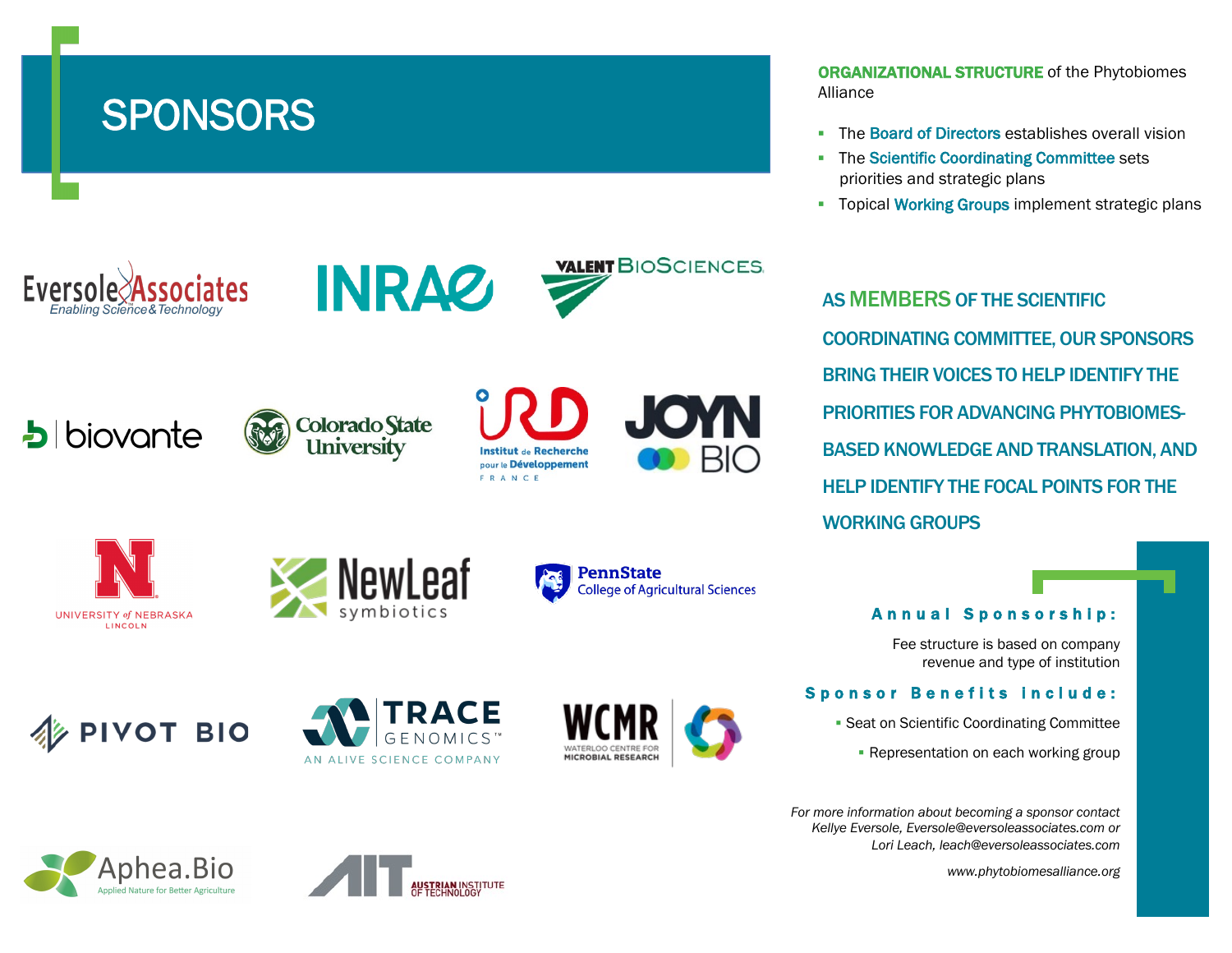# SPONSORS

Eversole Associates — Enabling Science & Technology

INRAE

VALENT BIOSCIENCES

biovante

Colorado State University

IRD — Institut de Recherche pour le Développement — FRANCE

JOYN BIO

UNIVERSITY of NEBRASKA LINCOLN

NewLeaf symbiotics

PennState College of Agricultural Sciences

PIVOT BIO

TRACE GENOMICS™ — AN ALIVE SCIENCE COMPANY

WCMR — WATERLOO CENTRE FOR MICROBIAL RESEARCH

Aphea.Bio — Applied Nature for Better Agriculture

AIT — AUSTRIAN INSTITUTE OF TECHNOLOGY

**ORGANIZATIONAL STRUCTURE** of the Phytobiomes Alliance

- The **Board of Directors** establishes overall vision
- The **Scientific Coordinating Committee** sets priorities and strategic plans
- Topical **Working Groups** implement strategic plans

## AS MEMBERS OF THE SCIENTIFIC COORDINATING COMMITTEE, OUR SPONSORS BRING THEIR VOICES TO HELP IDENTIFY THE PRIORITIES FOR ADVANCING PHYTOBIOMES-BASED KNOWLEDGE AND TRANSLATION, AND HELP IDENTIFY THE FOCAL POINTS FOR THE WORKING GROUPS

### Annual Sponsorship:

Fee structure is based on company revenue and type of institution

### Sponsor Benefits include:

- Seat on Scientific Coordinating Committee
- Representation on each working group

*For more information about becoming a sponsor contact Kellye Eversole, Eversole@eversoleassociates.com or Lori Leach, leach@eversoleassociates.com*

*www.phytobiomesalliance.org*